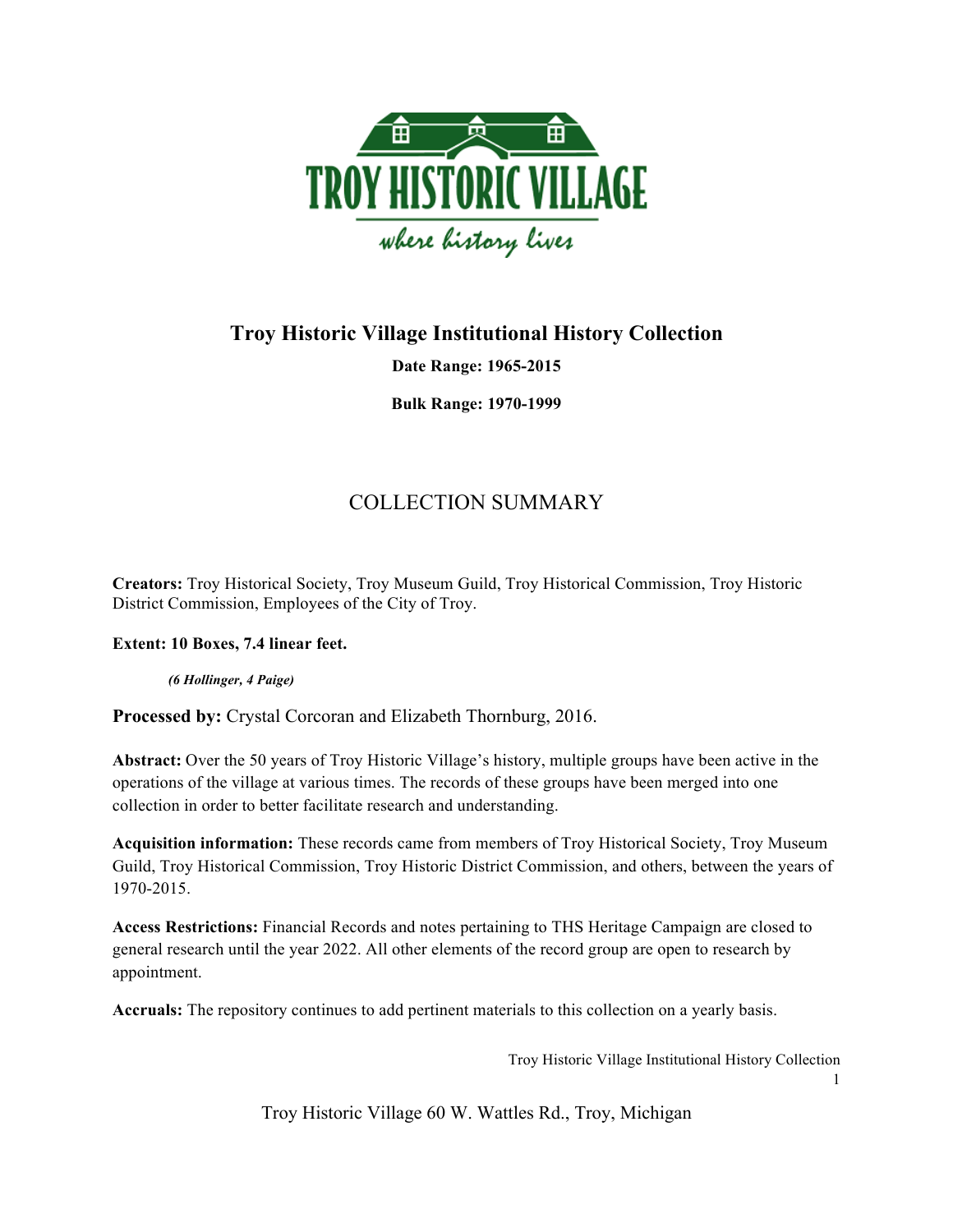TROY HISTORIC VILLAGE

*where history lives*

# Troy Historic Village Institutional History Collection

**Date Range: 1965-2015**

**Bulk Range: 1970-1999**

## COLLECTION SUMMARY

**Creators:** Troy Historical Society, Troy Museum Guild, Troy Historical Commission, Troy Historic District Commission, Employees of the City of Troy.

**Extent: 10 Boxes, 7.4 linear feet.**

***(6 Hollinger, 4 Paige)***

**Processed by:** Crystal Corcoran and Elizabeth Thornburg, 2016.

**Abstract:** Over the 50 years of Troy Historic Village's history, multiple groups have been active in the operations of the village at various times. The records of these groups have been merged into one collection in order to better facilitate research and understanding.

**Acquisition information:** These records came from members of Troy Historical Society, Troy Museum Guild, Troy Historical Commission, Troy Historic District Commission, and others, between the years of 1970-2015.

**Access Restrictions:** Financial Records and notes pertaining to THS Heritage Campaign are closed to general research until the year 2022. All other elements of the record group are open to research by appointment.

**Accruals:** The repository continues to add pertinent materials to this collection on a yearly basis.

Troy Historic Village 60 W. Wattles Rd., Troy, Michigan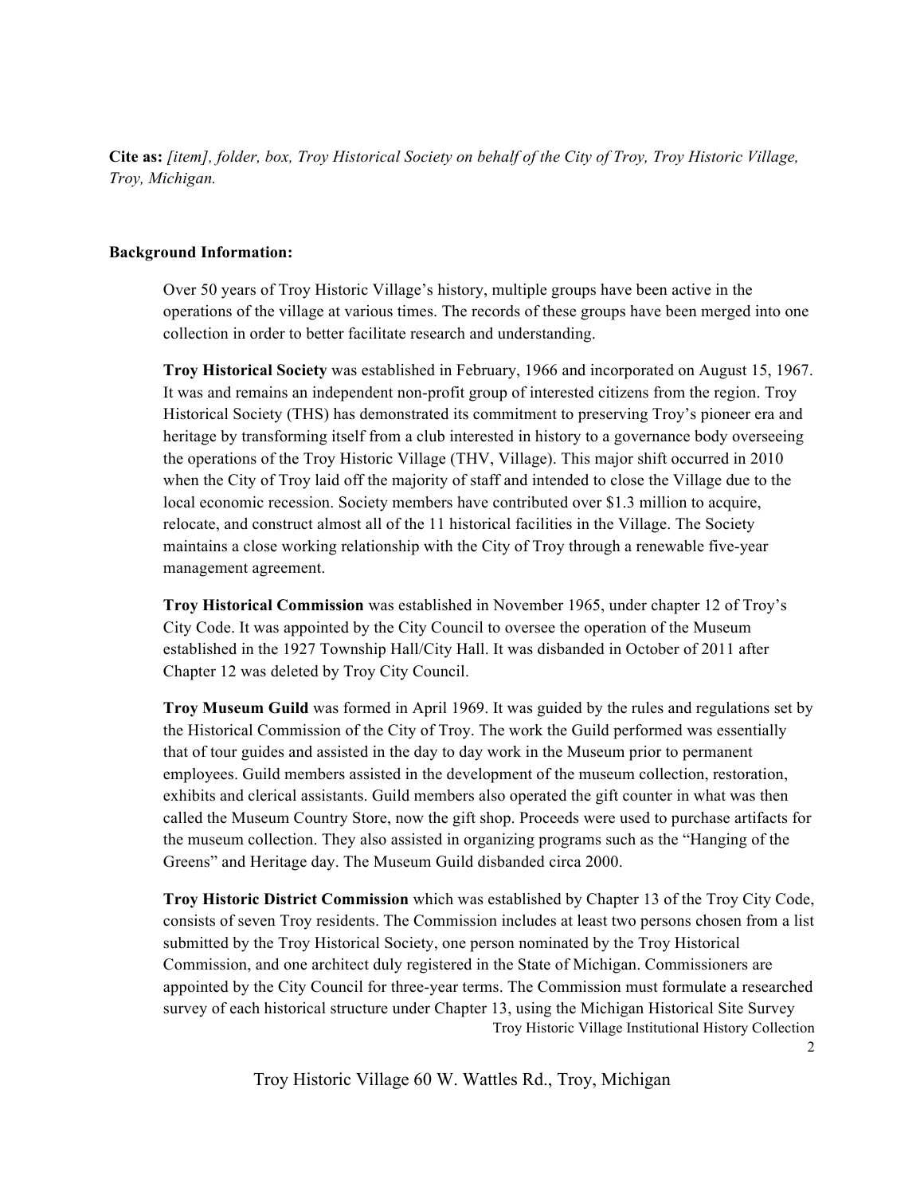**Cite as:** *[item], folder, box, Troy Historical Society on behalf of the City of Troy, Troy Historic Village, Troy, Michigan.*

**Background Information:**

Over 50 years of Troy Historic Village's history, multiple groups have been active in the operations of the village at various times. The records of these groups have been merged into one collection in order to better facilitate research and understanding.

**Troy Historical Society** was established in February, 1966 and incorporated on August 15, 1967. It was and remains an independent non-profit group of interested citizens from the region. Troy Historical Society (THS) has demonstrated its commitment to preserving Troy's pioneer era and heritage by transforming itself from a club interested in history to a governance body overseeing the operations of the Troy Historic Village (THV, Village). This major shift occurred in 2010 when the City of Troy laid off the majority of staff and intended to close the Village due to the local economic recession. Society members have contributed over $1.3 million to acquire, relocate, and construct almost all of the 11 historical facilities in the Village. The Society maintains a close working relationship with the City of Troy through a renewable five-year management agreement.

**Troy Historical Commission** was established in November 1965, under chapter 12 of Troy's City Code. It was appointed by the City Council to oversee the operation of the Museum established in the 1927 Township Hall/City Hall. It was disbanded in October of 2011 after Chapter 12 was deleted by Troy City Council.

**Troy Museum Guild** was formed in April 1969. It was guided by the rules and regulations set by the Historical Commission of the City of Troy. The work the Guild performed was essentially that of tour guides and assisted in the day to day work in the Museum prior to permanent employees. Guild members assisted in the development of the museum collection, restoration, exhibits and clerical assistants. Guild members also operated the gift counter in what was then called the Museum Country Store, now the gift shop. Proceeds were used to purchase artifacts for the museum collection. They also assisted in organizing programs such as the "Hanging of the Greens" and Heritage day. The Museum Guild disbanded circa 2000.

**Troy Historic District Commission** which was established by Chapter 13 of the Troy City Code, consists of seven Troy residents. The Commission includes at least two persons chosen from a list submitted by the Troy Historical Society, one person nominated by the Troy Historical Commission, and one architect duly registered in the State of Michigan. Commissioners are appointed by the City Council for three-year terms. The Commission must formulate a researched survey of each historical structure under Chapter 13, using the Michigan Historical Site Survey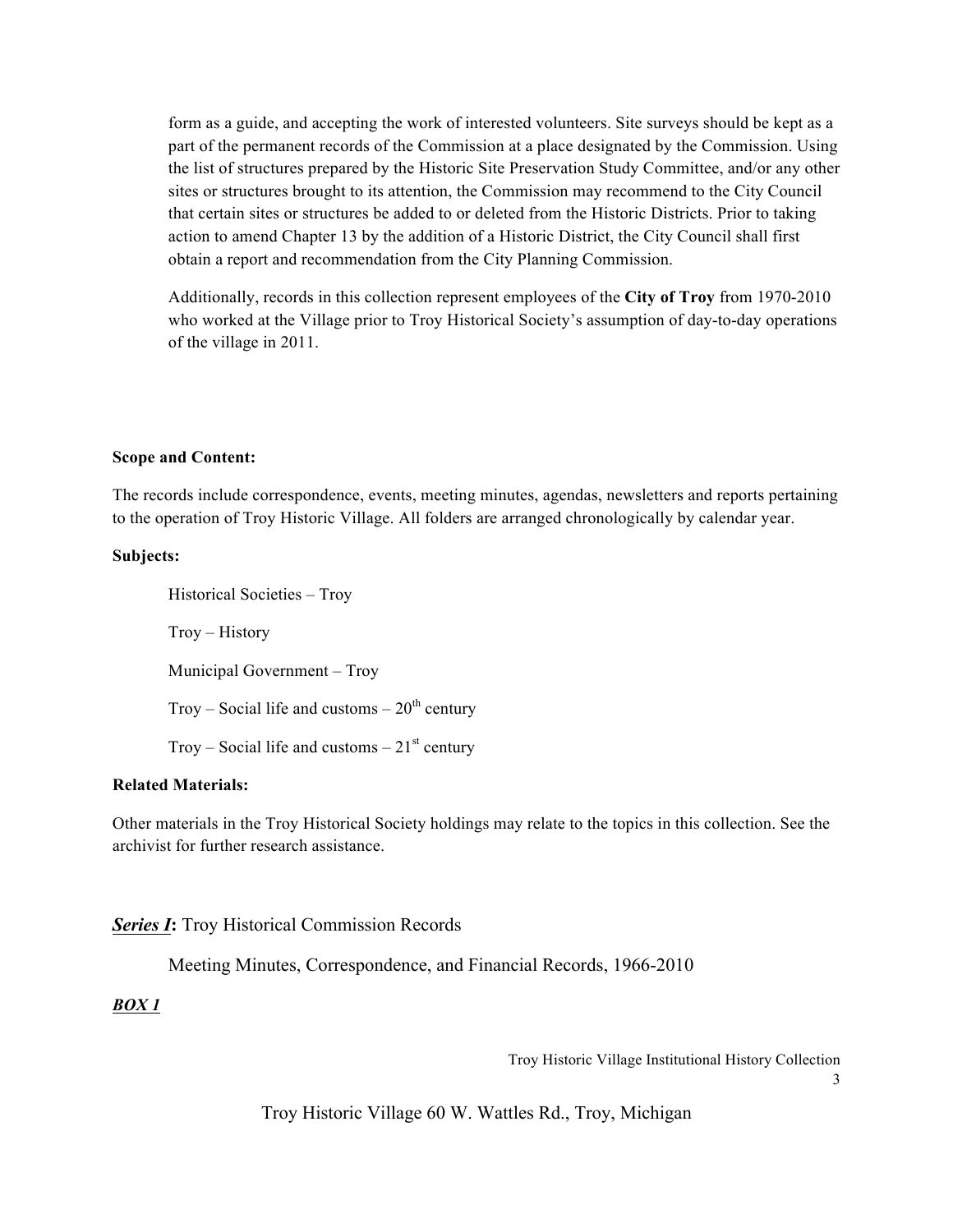form as a guide, and accepting the work of interested volunteers. Site surveys should be kept as a part of the permanent records of the Commission at a place designated by the Commission. Using the list of structures prepared by the Historic Site Preservation Study Committee, and/or any other sites or structures brought to its attention, the Commission may recommend to the City Council that certain sites or structures be added to or deleted from the Historic Districts. Prior to taking action to amend Chapter 13 by the addition of a Historic District, the City Council shall first obtain a report and recommendation from the City Planning Commission.

Additionally, records in this collection represent employees of the **City of Troy** from 1970-2010 who worked at the Village prior to Troy Historical Society's assumption of day-to-day operations of the village in 2011.

**Scope and Content:**

The records include correspondence, events, meeting minutes, agendas, newsletters and reports pertaining to the operation of Troy Historic Village. All folders are arranged chronologically by calendar year.

**Subjects:**

Historical Societies – Troy

Troy – History

Municipal Government – Troy

Troy – Social life and customs – 20th century

Troy – Social life and customs – 21st century

**Related Materials:**

Other materials in the Troy Historical Society holdings may relate to the topics in this collection. See the archivist for further research assistance.

***Series I*:** Troy Historical Commission Records

Meeting Minutes, Correspondence, and Financial Records, 1966-2010

***BOX 1***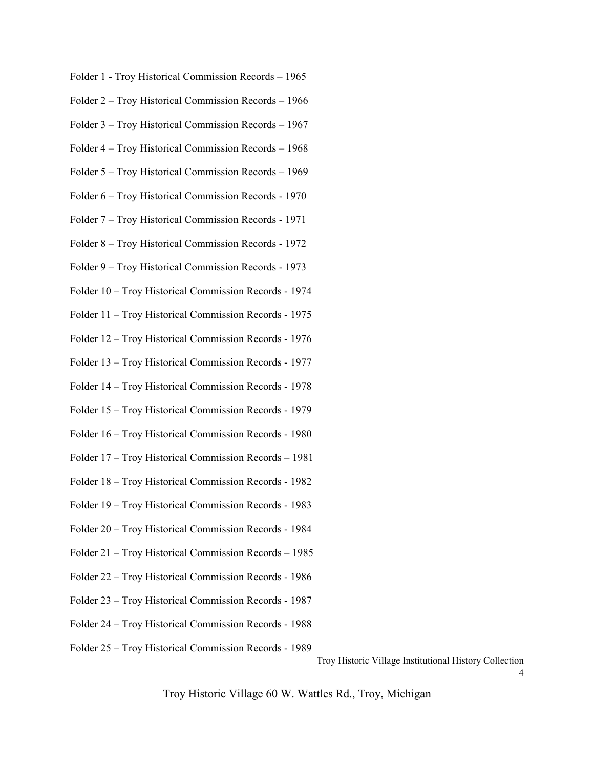Folder 1 - Troy Historical Commission Records – 1965

Folder 2 – Troy Historical Commission Records – 1966

Folder 3 – Troy Historical Commission Records – 1967

Folder 4 – Troy Historical Commission Records – 1968

Folder 5 – Troy Historical Commission Records – 1969

Folder 6 – Troy Historical Commission Records - 1970

Folder 7 – Troy Historical Commission Records - 1971

Folder 8 – Troy Historical Commission Records - 1972

Folder 9 – Troy Historical Commission Records - 1973

Folder 10 – Troy Historical Commission Records - 1974

Folder 11 – Troy Historical Commission Records - 1975

Folder 12 – Troy Historical Commission Records - 1976

Folder 13 – Troy Historical Commission Records - 1977

Folder 14 – Troy Historical Commission Records - 1978

Folder 15 – Troy Historical Commission Records - 1979

Folder 16 – Troy Historical Commission Records - 1980

Folder 17 – Troy Historical Commission Records – 1981

Folder 18 – Troy Historical Commission Records - 1982

Folder 19 – Troy Historical Commission Records - 1983

Folder 20 – Troy Historical Commission Records - 1984

Folder 21 – Troy Historical Commission Records – 1985

Folder 22 – Troy Historical Commission Records - 1986

Folder 23 – Troy Historical Commission Records - 1987

Folder 24 – Troy Historical Commission Records - 1988

Folder 25 – Troy Historical Commission Records - 1989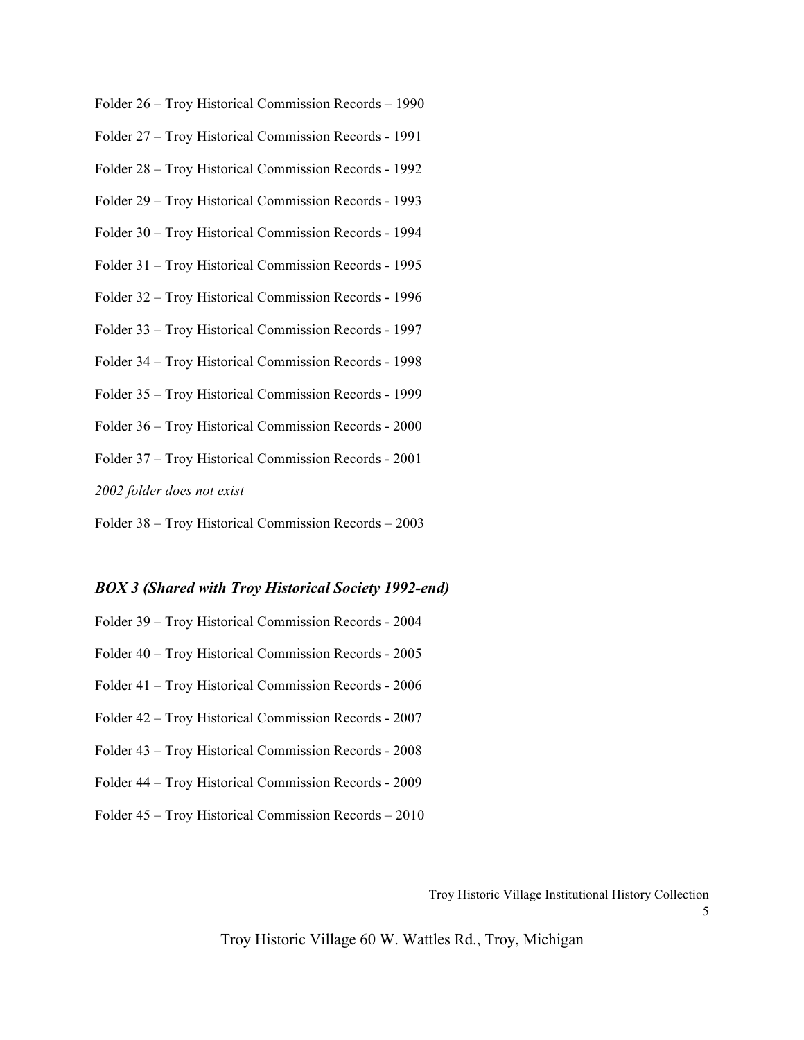Folder 26 – Troy Historical Commission Records – 1990

Folder 27 – Troy Historical Commission Records - 1991

Folder 28 – Troy Historical Commission Records - 1992

Folder 29 – Troy Historical Commission Records - 1993

Folder 30 – Troy Historical Commission Records - 1994

Folder 31 – Troy Historical Commission Records - 1995

Folder 32 – Troy Historical Commission Records - 1996

Folder 33 – Troy Historical Commission Records - 1997

Folder 34 – Troy Historical Commission Records - 1998

Folder 35 – Troy Historical Commission Records - 1999

Folder 36 – Troy Historical Commission Records - 2000

Folder 37 – Troy Historical Commission Records - 2001

*2002 folder does not exist*

Folder 38 – Troy Historical Commission Records – 2003

***BOX 3 (Shared with Troy Historical Society 1992-end)***

Folder 39 – Troy Historical Commission Records - 2004

Folder 40 – Troy Historical Commission Records - 2005

Folder 41 – Troy Historical Commission Records - 2006

Folder 42 – Troy Historical Commission Records - 2007

Folder 43 – Troy Historical Commission Records - 2008

Folder 44 – Troy Historical Commission Records - 2009

Folder 45 – Troy Historical Commission Records – 2010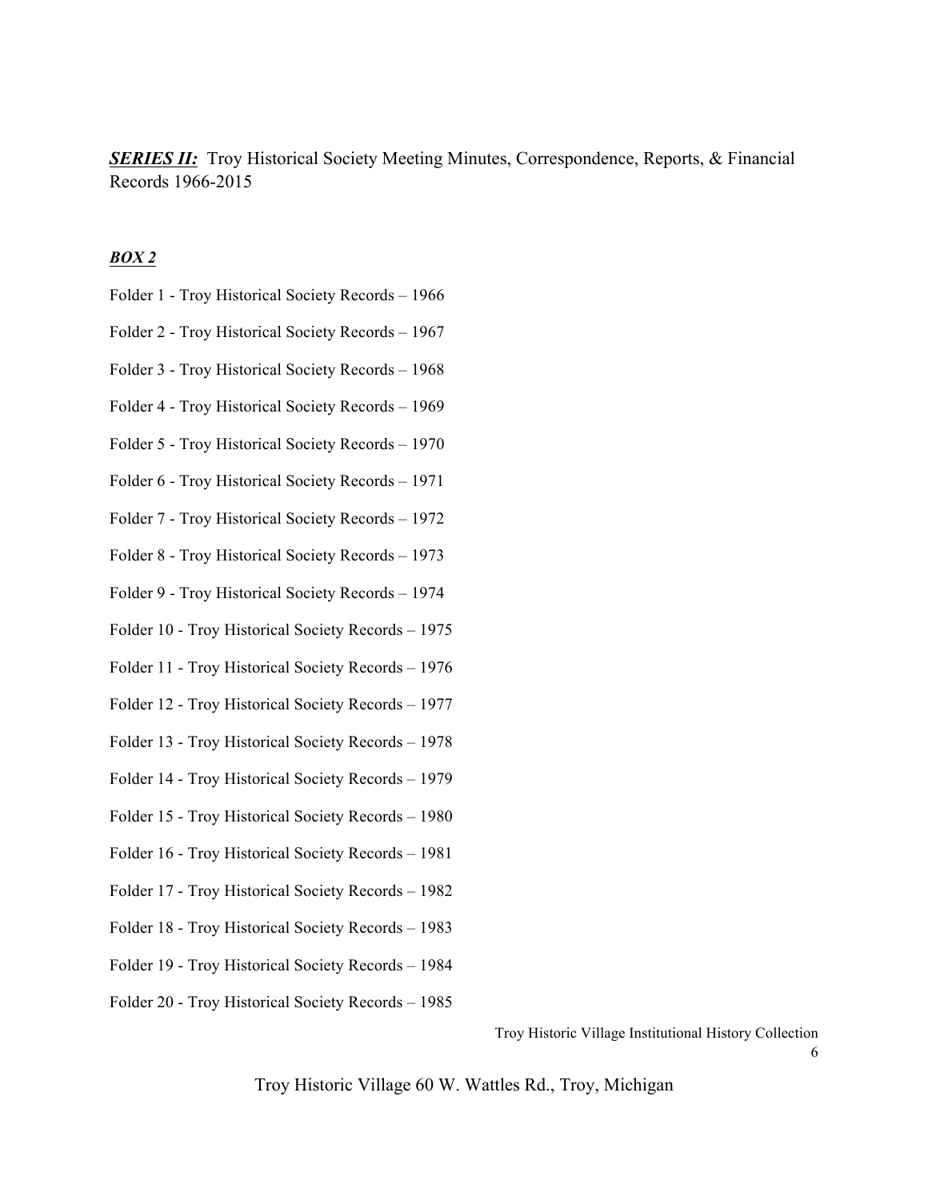***SERIES II:*** Troy Historical Society Meeting Minutes, Correspondence, Reports, & Financial Records 1966-2015

***BOX 2***

Folder 1 - Troy Historical Society Records – 1966

Folder 2 - Troy Historical Society Records – 1967

Folder 3 - Troy Historical Society Records – 1968

Folder 4 - Troy Historical Society Records – 1969

Folder 5 - Troy Historical Society Records – 1970

Folder 6 - Troy Historical Society Records – 1971

Folder 7 - Troy Historical Society Records – 1972

Folder 8 - Troy Historical Society Records – 1973

Folder 9 - Troy Historical Society Records – 1974

Folder 10 - Troy Historical Society Records – 1975

Folder 11 - Troy Historical Society Records – 1976

Folder 12 - Troy Historical Society Records – 1977

Folder 13 - Troy Historical Society Records – 1978

Folder 14 - Troy Historical Society Records – 1979

Folder 15 - Troy Historical Society Records – 1980

Folder 16 - Troy Historical Society Records – 1981

Folder 17 - Troy Historical Society Records – 1982

Folder 18 - Troy Historical Society Records – 1983

Folder 19 - Troy Historical Society Records – 1984

Folder 20 - Troy Historical Society Records – 1985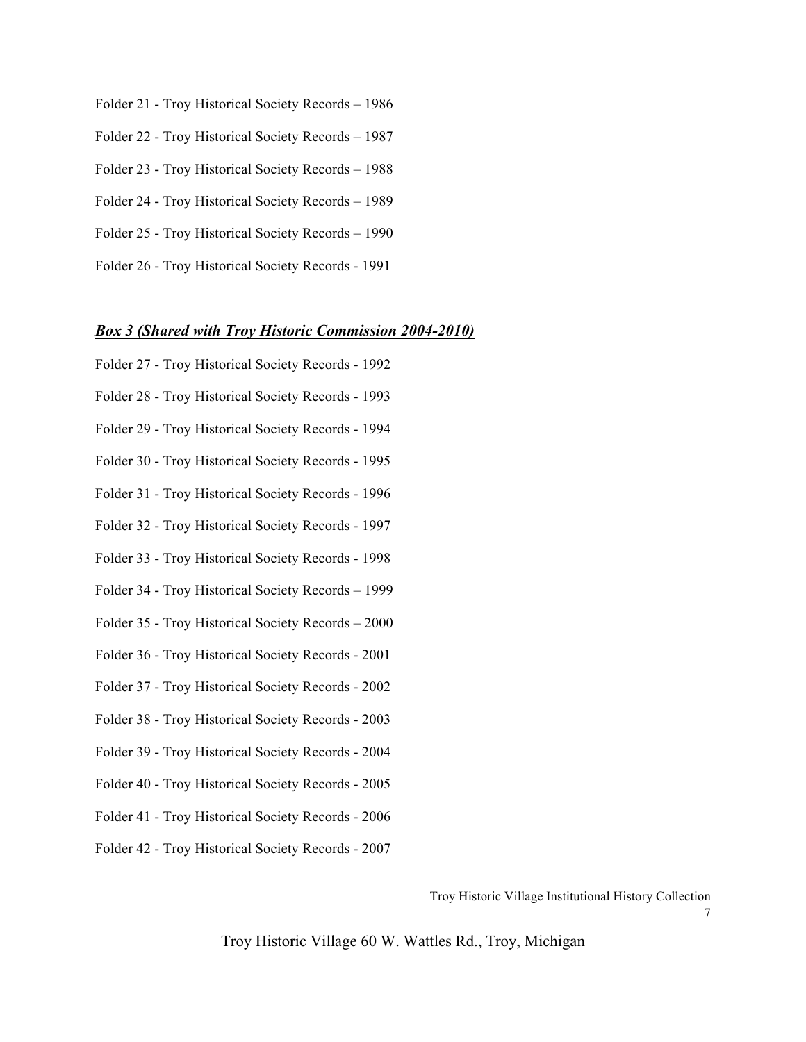Folder 21 - Troy Historical Society Records – 1986

Folder 22 - Troy Historical Society Records – 1987

Folder 23 - Troy Historical Society Records – 1988

Folder 24 - Troy Historical Society Records – 1989

Folder 25 - Troy Historical Society Records – 1990

Folder 26 - Troy Historical Society Records - 1991

***Box 3 (Shared with Troy Historic Commission 2004-2010)***

Folder 27 - Troy Historical Society Records - 1992

Folder 28 - Troy Historical Society Records - 1993

Folder 29 - Troy Historical Society Records - 1994

Folder 30 - Troy Historical Society Records - 1995

Folder 31 - Troy Historical Society Records - 1996

Folder 32 - Troy Historical Society Records - 1997

Folder 33 - Troy Historical Society Records - 1998

Folder 34 - Troy Historical Society Records – 1999

Folder 35 - Troy Historical Society Records – 2000

Folder 36 - Troy Historical Society Records - 2001

Folder 37 - Troy Historical Society Records - 2002

Folder 38 - Troy Historical Society Records - 2003

Folder 39 - Troy Historical Society Records - 2004

Folder 40 - Troy Historical Society Records - 2005

Folder 41 - Troy Historical Society Records - 2006

Folder 42 - Troy Historical Society Records - 2007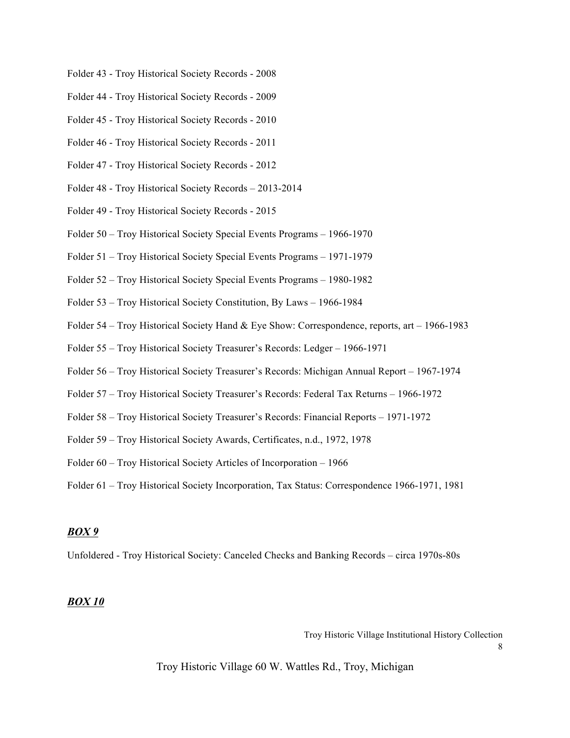Folder 43 - Troy Historical Society Records - 2008

Folder 44 - Troy Historical Society Records - 2009

Folder 45 - Troy Historical Society Records - 2010

Folder 46 - Troy Historical Society Records - 2011

Folder 47 - Troy Historical Society Records - 2012

Folder 48 - Troy Historical Society Records – 2013-2014

Folder 49 - Troy Historical Society Records - 2015

Folder 50 – Troy Historical Society Special Events Programs – 1966-1970

Folder 51 – Troy Historical Society Special Events Programs – 1971-1979

Folder 52 – Troy Historical Society Special Events Programs – 1980-1982

Folder 53 – Troy Historical Society Constitution, By Laws – 1966-1984

Folder 54 – Troy Historical Society Hand & Eye Show: Correspondence, reports, art – 1966-1983

Folder 55 – Troy Historical Society Treasurer's Records: Ledger – 1966-1971

Folder 56 – Troy Historical Society Treasurer's Records: Michigan Annual Report – 1967-1974

Folder 57 – Troy Historical Society Treasurer's Records: Federal Tax Returns – 1966-1972

Folder 58 – Troy Historical Society Treasurer's Records: Financial Reports – 1971-1972

Folder 59 – Troy Historical Society Awards, Certificates, n.d., 1972, 1978

Folder 60 – Troy Historical Society Articles of Incorporation – 1966

Folder 61 – Troy Historical Society Incorporation, Tax Status: Correspondence 1966-1971, 1981

## ***BOX 9***

Unfoldered - Troy Historical Society: Canceled Checks and Banking Records – circa 1970s-80s

## ***BOX 10***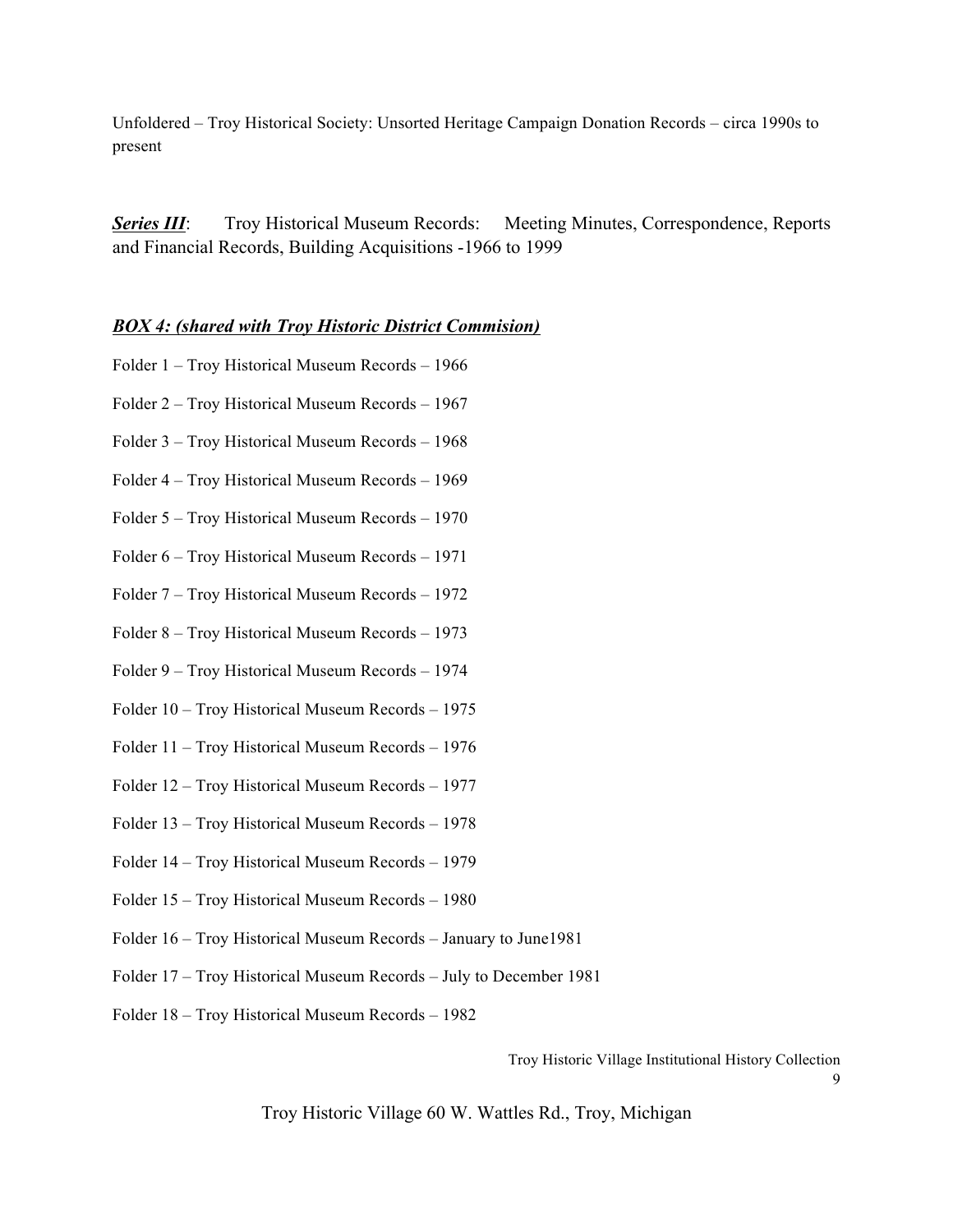Unfoldered – Troy Historical Society: Unsorted Heritage Campaign Donation Records – circa 1990s to present

***Series III***: Troy Historical Museum Records: Meeting Minutes, Correspondence, Reports and Financial Records, Building Acquisitions -1966 to 1999

***BOX 4: (shared with Troy Historic District Commision)***

Folder 1 – Troy Historical Museum Records – 1966

Folder 2 – Troy Historical Museum Records – 1967

Folder 3 – Troy Historical Museum Records – 1968

Folder 4 – Troy Historical Museum Records – 1969

Folder 5 – Troy Historical Museum Records – 1970

Folder 6 – Troy Historical Museum Records – 1971

Folder 7 – Troy Historical Museum Records – 1972

Folder 8 – Troy Historical Museum Records – 1973

Folder 9 – Troy Historical Museum Records – 1974

Folder 10 – Troy Historical Museum Records – 1975

Folder 11 – Troy Historical Museum Records – 1976

Folder 12 – Troy Historical Museum Records – 1977

Folder 13 – Troy Historical Museum Records – 1978

Folder 14 – Troy Historical Museum Records – 1979

Folder 15 – Troy Historical Museum Records – 1980

Folder 16 – Troy Historical Museum Records – January to June1981

Folder 17 – Troy Historical Museum Records – July to December 1981

Folder 18 – Troy Historical Museum Records – 1982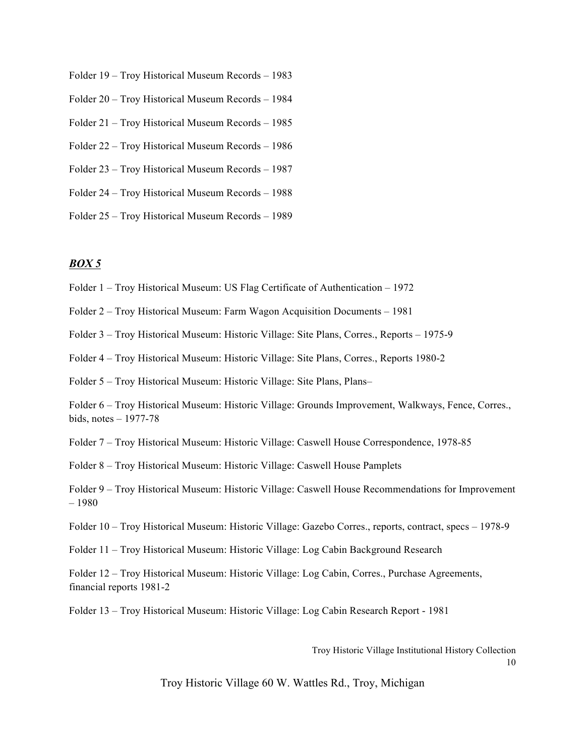Folder 19 – Troy Historical Museum Records – 1983

Folder 20 – Troy Historical Museum Records – 1984

Folder 21 – Troy Historical Museum Records – 1985

Folder 22 – Troy Historical Museum Records – 1986

Folder 23 – Troy Historical Museum Records – 1987

Folder 24 – Troy Historical Museum Records – 1988

Folder 25 – Troy Historical Museum Records – 1989

## ***BOX 5***

Folder 1 – Troy Historical Museum: US Flag Certificate of Authentication – 1972

Folder 2 – Troy Historical Museum: Farm Wagon Acquisition Documents – 1981

Folder 3 – Troy Historical Museum: Historic Village: Site Plans, Corres., Reports – 1975-9

Folder 4 – Troy Historical Museum: Historic Village: Site Plans, Corres., Reports 1980-2

Folder 5 – Troy Historical Museum: Historic Village: Site Plans, Plans–

Folder 6 – Troy Historical Museum: Historic Village: Grounds Improvement, Walkways, Fence, Corres., bids, notes – 1977-78

Folder 7 – Troy Historical Museum: Historic Village: Caswell House Correspondence, 1978-85

Folder 8 – Troy Historical Museum: Historic Village: Caswell House Pamplets

Folder 9 – Troy Historical Museum: Historic Village: Caswell House Recommendations for Improvement – 1980

Folder 10 – Troy Historical Museum: Historic Village: Gazebo Corres., reports, contract, specs – 1978-9

Folder 11 – Troy Historical Museum: Historic Village: Log Cabin Background Research

Folder 12 – Troy Historical Museum: Historic Village: Log Cabin, Corres., Purchase Agreements, financial reports 1981-2

Folder 13 – Troy Historical Museum: Historic Village: Log Cabin Research Report - 1981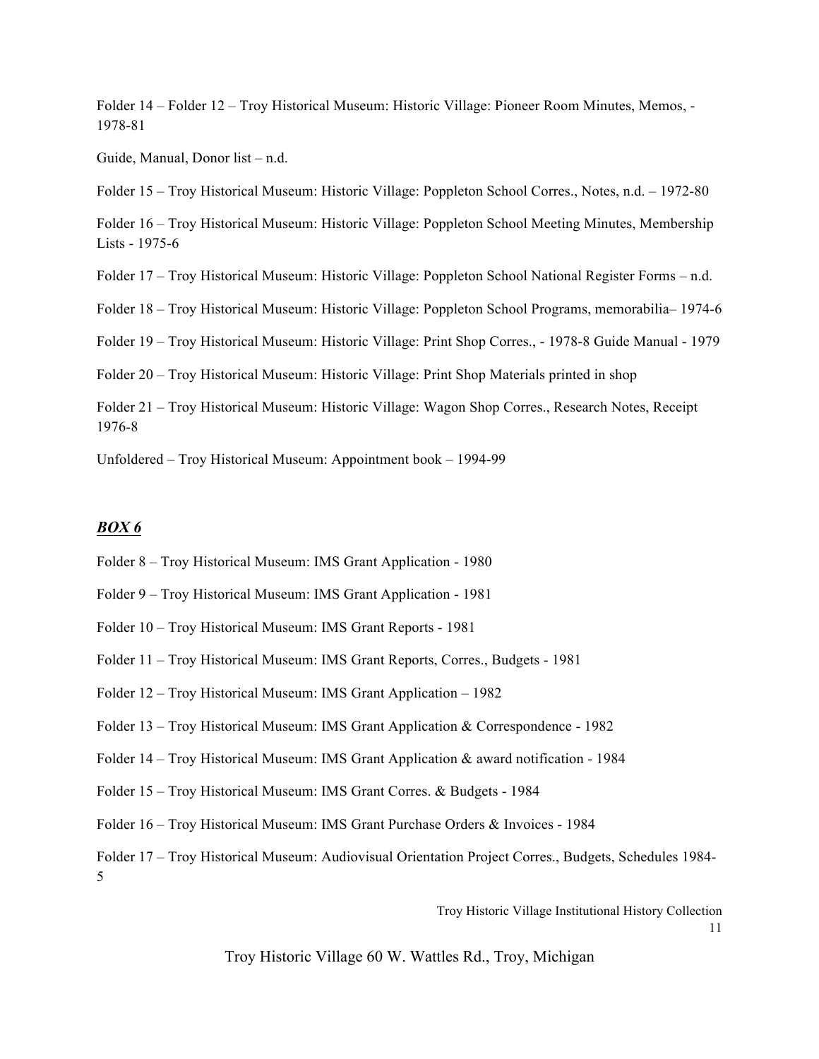Folder 14 – Folder 12 – Troy Historical Museum: Historic Village: Pioneer Room Minutes, Memos, - 1978-81

Guide, Manual, Donor list – n.d.

Folder 15 – Troy Historical Museum: Historic Village: Poppleton School Corres., Notes, n.d. – 1972-80

Folder 16 – Troy Historical Museum: Historic Village: Poppleton School Meeting Minutes, Membership Lists - 1975-6

Folder 17 – Troy Historical Museum: Historic Village: Poppleton School National Register Forms – n.d.

Folder 18 – Troy Historical Museum: Historic Village: Poppleton School Programs, memorabilia– 1974-6

Folder 19 – Troy Historical Museum: Historic Village: Print Shop Corres., - 1978-8 Guide Manual - 1979

Folder 20 – Troy Historical Museum: Historic Village: Print Shop Materials printed in shop

Folder 21 – Troy Historical Museum: Historic Village: Wagon Shop Corres., Research Notes, Receipt 1976-8

Unfoldered – Troy Historical Museum: Appointment book – 1994-99

## ***BOX 6***

Folder 8 – Troy Historical Museum: IMS Grant Application - 1980

Folder 9 – Troy Historical Museum: IMS Grant Application - 1981

Folder 10 – Troy Historical Museum: IMS Grant Reports - 1981

Folder 11 – Troy Historical Museum: IMS Grant Reports, Corres., Budgets - 1981

Folder 12 – Troy Historical Museum: IMS Grant Application – 1982

Folder 13 – Troy Historical Museum: IMS Grant Application & Correspondence - 1982

Folder 14 – Troy Historical Museum: IMS Grant Application & award notification - 1984

Folder 15 – Troy Historical Museum: IMS Grant Corres. & Budgets - 1984

Folder 16 – Troy Historical Museum: IMS Grant Purchase Orders & Invoices - 1984

Folder 17 – Troy Historical Museum: Audiovisual Orientation Project Corres., Budgets, Schedules 1984-5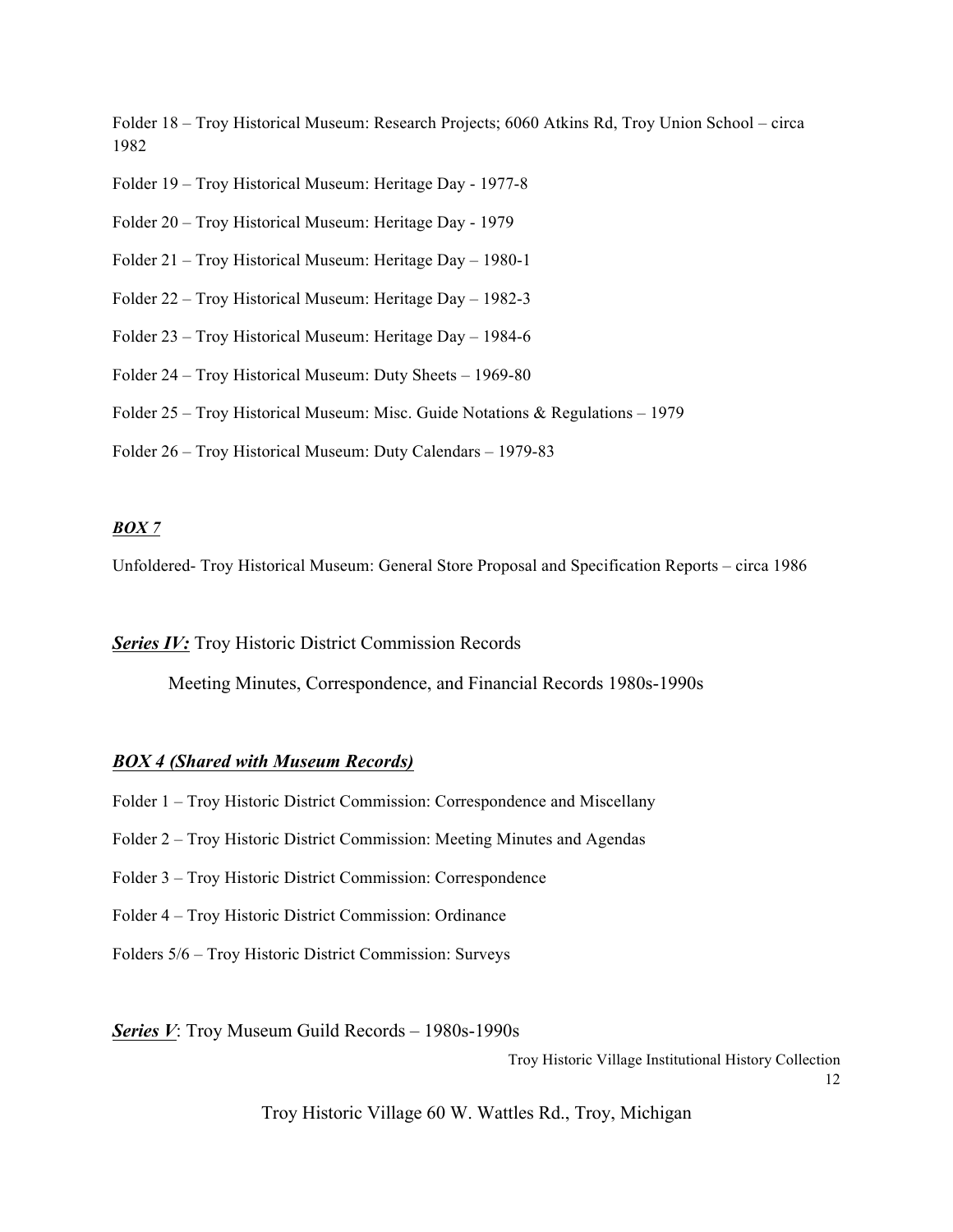Folder 18 – Troy Historical Museum: Research Projects; 6060 Atkins Rd, Troy Union School – circa 1982

Folder 19 – Troy Historical Museum: Heritage Day - 1977-8

Folder 20 – Troy Historical Museum: Heritage Day - 1979

Folder 21 – Troy Historical Museum: Heritage Day – 1980-1

Folder 22 – Troy Historical Museum: Heritage Day – 1982-3

Folder 23 – Troy Historical Museum: Heritage Day – 1984-6

Folder 24 – Troy Historical Museum: Duty Sheets – 1969-80

Folder 25 – Troy Historical Museum: Misc. Guide Notations & Regulations – 1979

Folder 26 – Troy Historical Museum: Duty Calendars – 1979-83

***BOX 7***

Unfoldered- Troy Historical Museum: General Store Proposal and Specification Reports – circa 1986

***Series IV:*** Troy Historic District Commission Records

Meeting Minutes, Correspondence, and Financial Records 1980s-1990s

***BOX 4 (Shared with Museum Records)***

Folder 1 – Troy Historic District Commission: Correspondence and Miscellany

Folder 2 – Troy Historic District Commission: Meeting Minutes and Agendas

Folder 3 – Troy Historic District Commission: Correspondence

Folder 4 – Troy Historic District Commission: Ordinance

Folders 5/6 – Troy Historic District Commission: Surveys

***Series V***: Troy Museum Guild Records – 1980s-1990s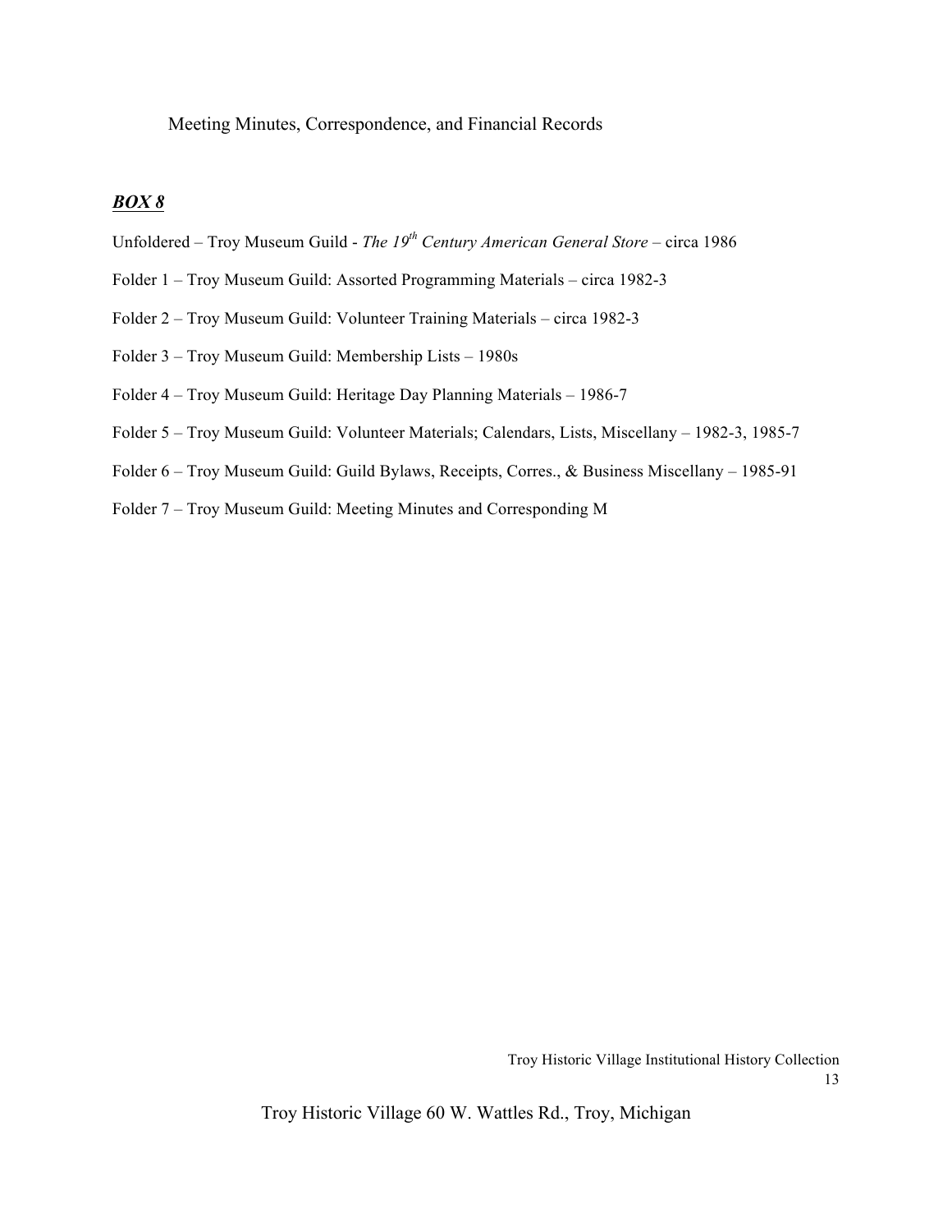Meeting Minutes, Correspondence, and Financial Records

***BOX 8***

Unfoldered – Troy Museum Guild - *The 19th Century American General Store* – circa 1986

Folder 1 – Troy Museum Guild: Assorted Programming Materials – circa 1982-3

Folder 2 – Troy Museum Guild: Volunteer Training Materials – circa 1982-3

Folder 3 – Troy Museum Guild: Membership Lists – 1980s

Folder 4 – Troy Museum Guild: Heritage Day Planning Materials – 1986-7

Folder 5 – Troy Museum Guild: Volunteer Materials; Calendars, Lists, Miscellany – 1982-3, 1985-7

Folder 6 – Troy Museum Guild: Guild Bylaws, Receipts, Corres., & Business Miscellany – 1985-91

Folder 7 – Troy Museum Guild: Meeting Minutes and Corresponding M